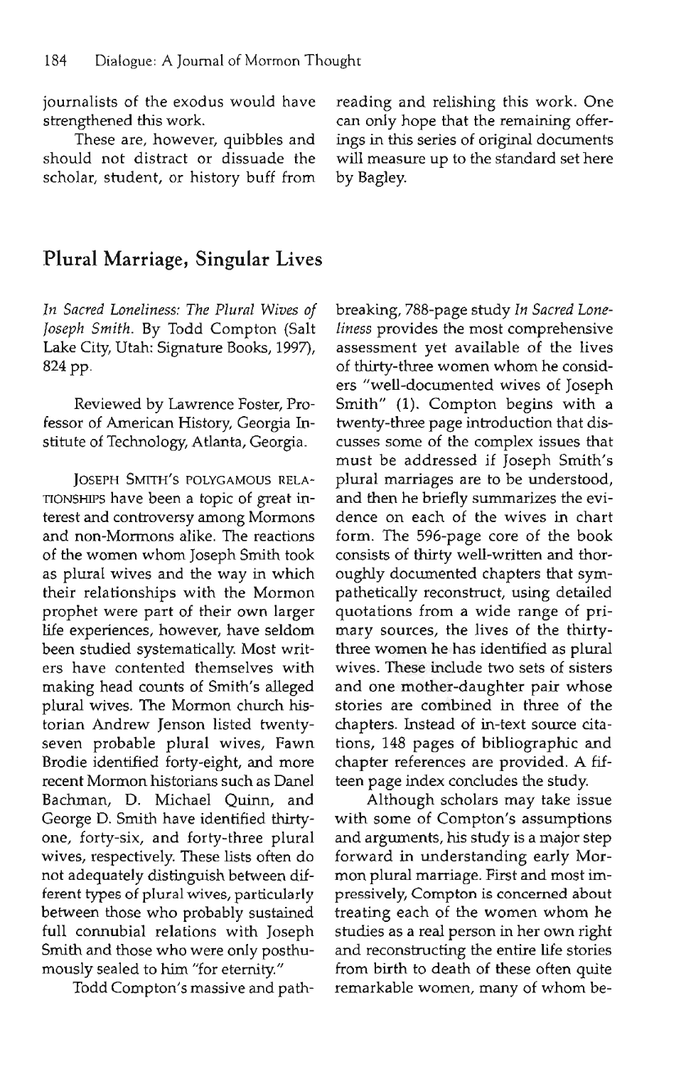journalists of the exodus would have strengthened this work.

These are, however, quibbles and should not distract or dissuade the scholar, student, or history buff from reading and relishing this work. One can only hope that the remaining offerings in this series of original documents will measure up to the standard set here by Bagley.

## Plural Marriage, Singular Lives

*In Sacred Loneliness: The Plural Wives of Joseph Smith.* By Todd Compton (Salt Lake City, Utah: Signature Books, 1997), 824 pp.

Reviewed by Lawrence Foster, Professor of American History, Georgia Institute of Technology, Atlanta, Georgia.

JOSEPH SMITH'S POLYGAMOUS RELATIONSHIPS have been a topic of great interest and controversy among Mormons and non-Mormons alike. The reactions of the women whom Joseph Smith took as plural wives and the way in which their relationships with the Mormon prophet were part of their own larger life experiences, however, have seldom been studied systematically. Most writers have contented themselves with making head counts of Smith's alleged plural wives. The Mormon church historian Andrew Jenson listed twenty-seven probable plural wives, Fawn Brodie identified forty-eight, and more recent Mormon historians such as Danel Bachman, D. Michael Quinn, and George D. Smith have identified thirty-one, forty-six, and forty-three plural wives, respectively. These lists often do not adequately distinguish between different types of plural wives, particularly between those who probably sustained full connubial relations with Joseph Smith and those who were only posthumously sealed to him "for eternity."

Todd Compton's massive and path-breaking, 788-page study *In Sacred Loneliness* provides the most comprehensive assessment yet available of the lives of thirty-three women whom he considers "well-documented wives of Joseph Smith" (1). Compton begins with a twenty-three page introduction that discusses some of the complex issues that must be addressed if Joseph Smith's plural marriages are to be understood, and then he briefly summarizes the evidence on each of the wives in chart form. The 596-page core of the book consists of thirty well-written and thoroughly documented chapters that sympathetically reconstruct, using detailed quotations from a wide range of primary sources, the lives of the thirty-three women he has identified as plural wives. These include two sets of sisters and one mother-daughter pair whose stories are combined in three of the chapters. Instead of in-text source citations, 148 pages of bibliographic and chapter references are provided. A fifteen page index concludes the study.

Although scholars may take issue with some of Compton's assumptions and arguments, his study is a major step forward in understanding early Mormon plural marriage. First and most impressively, Compton is concerned about treating each of the women whom he studies as a real person in her own right and reconstructing the entire life stories from birth to death of these often quite remarkable women, many of whom be-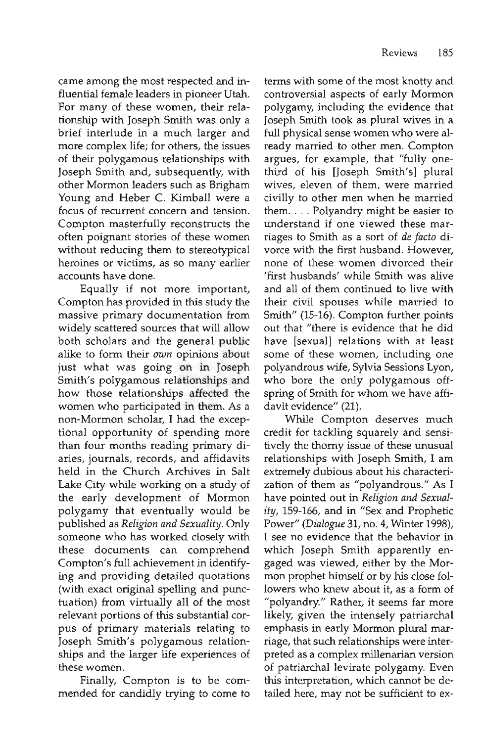came among the most respected and influential female leaders in pioneer Utah. For many of these women, their relationship with Joseph Smith was only a brief interlude in a much larger and more complex life; for others, the issues of their polygamous relationships with Joseph Smith and, subsequently, with other Mormon leaders such as Brigham Young and Heber C. Kimball were a focus of recurrent concern and tension. Compton masterfully reconstructs the often poignant stories of these women without reducing them to stereotypical heroines or victims, as so many earlier accounts have done.

Equally if not more important, Compton has provided in this study the massive primary documentation from widely scattered sources that will allow both scholars and the general public alike to form their *own* opinions about just what was going on in Joseph Smith's polygamous relationships and how those relationships affected the women who participated in them. As a non-Mormon scholar, I had the exceptional opportunity of spending more than four months reading primary diaries, journals, records, and affidavits held in the Church Archives in Salt Lake City while working on a study of the early development of Mormon polygamy that eventually would be published as *Religion and Sexuality*. Only someone who has worked closely with these documents can comprehend Compton's full achievement in identifying and providing detailed quotations (with exact original spelling and punctuation) from virtually all of the most relevant portions of this substantial corpus of primary materials relating to Joseph Smith's polygamous relationships and the larger life experiences of these women.

Finally, Compton is to be commended for candidly trying to come to terms with some of the most knotty and controversial aspects of early Mormon polygamy, including the evidence that Joseph Smith took as plural wives in a full physical sense women who were already married to other men. Compton argues, for example, that "fully one-third of his [Joseph Smith's] plural wives, eleven of them, were married civilly to other men when he married them. . . . Polyandry might be easier to understand if one viewed these marriages to Smith as a sort of *de facto* divorce with the first husband. However, none of these women divorced their 'first husbands' while Smith was alive and all of them continued to live with their civil spouses while married to Smith" (15-16). Compton further points out that "there is evidence that he did have [sexual] relations with at least some of these women, including one polyandrous wife, Sylvia Sessions Lyon, who bore the only polygamous offspring of Smith for whom we have affidavit evidence" (21).

While Compton deserves much credit for tackling squarely and sensitively the thorny issue of these unusual relationships with Joseph Smith, I am extremely dubious about his characterization of them as "polyandrous." As I have pointed out in *Religion and Sexuality*, 159-166, and in "Sex and Prophetic Power" (*Dialogue* 31, no. 4, Winter 1998), I see no evidence that the behavior in which Joseph Smith apparently engaged was viewed, either by the Mormon prophet himself or by his close followers who knew about it, as a form of "polyandry." Rather, it seems far more likely, given the intensely patriarchal emphasis in early Mormon plural marriage, that such relationships were interpreted as a complex millenarian version of patriarchal levirate polygamy. Even this interpretation, which cannot be detailed here, may not be sufficient to ex-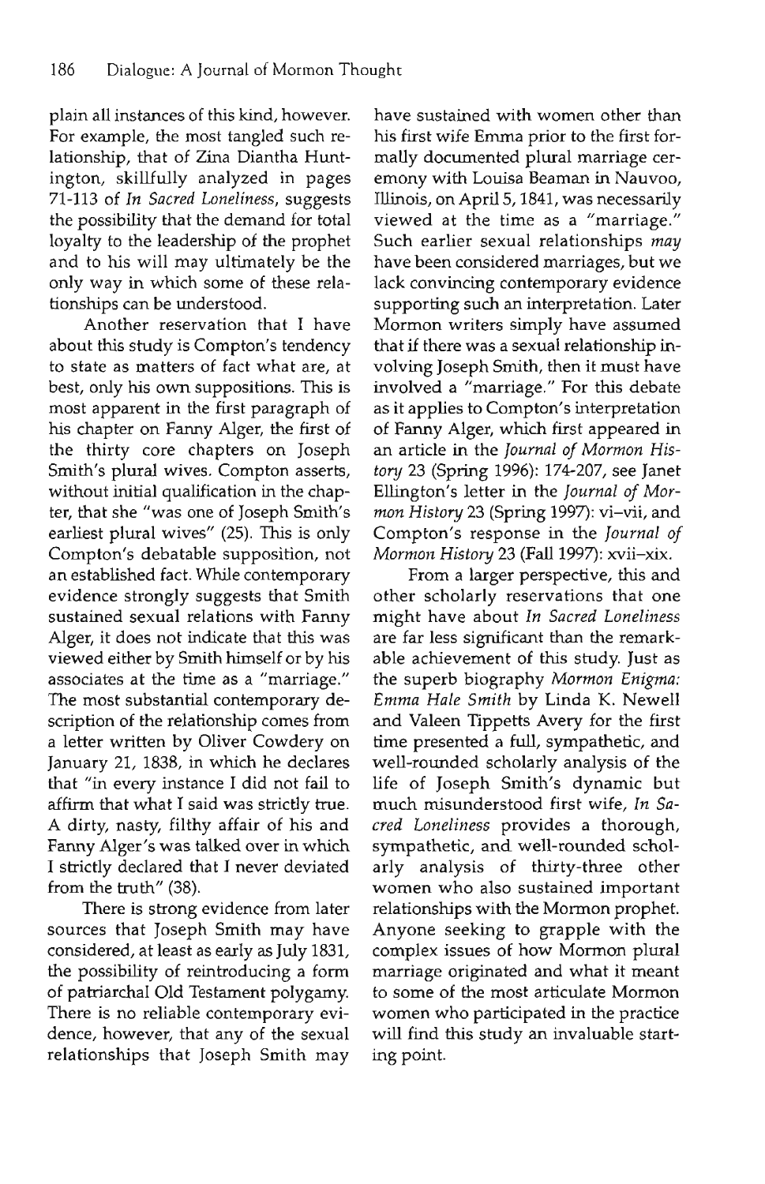plain all instances of this kind, however. For example, the most tangled such relationship, that of Zina Diantha Huntington, skillfully analyzed in pages 71-113 of *In Sacred Loneliness*, suggests the possibility that the demand for total loyalty to the leadership of the prophet and to his will may ultimately be the only way in which some of these relationships can be understood.

Another reservation that I have about this study is Compton's tendency to state as matters of fact what are, at best, only his own suppositions. This is most apparent in the first paragraph of his chapter on Fanny Alger, the first of the thirty core chapters on Joseph Smith's plural wives. Compton asserts, without initial qualification in the chapter, that she "was one of Joseph Smith's earliest plural wives" (25). This is only Compton's debatable supposition, not an established fact. While contemporary evidence strongly suggests that Smith sustained sexual relations with Fanny Alger, it does not indicate that this was viewed either by Smith himself or by his associates at the time as a "marriage." The most substantial contemporary description of the relationship comes from a letter written by Oliver Cowdery on January 21, 1838, in which he declares that "in every instance I did not fail to affirm that what I said was strictly true. A dirty, nasty, filthy affair of his and Fanny Alger's was talked over in which I strictly declared that I never deviated from the truth" (38).

There is strong evidence from later sources that Joseph Smith may have considered, at least as early as July 1831, the possibility of reintroducing a form of patriarchal Old Testament polygamy. There is no reliable contemporary evidence, however, that any of the sexual relationships that Joseph Smith may have sustained with women other than his first wife Emma prior to the first formally documented plural marriage ceremony with Louisa Beaman in Nauvoo, Illinois, on April 5, 1841, was necessarily viewed at the time as a "marriage." Such earlier sexual relationships *may* have been considered marriages, but we lack convincing contemporary evidence supporting such an interpretation. Later Mormon writers simply have assumed that if there was a sexual relationship involving Joseph Smith, then it must have involved a "marriage." For this debate as it applies to Compton's interpretation of Fanny Alger, which first appeared in an article in the *Journal of Mormon History* 23 (Spring 1996): 174-207, see Janet Ellington's letter in the *Journal of Mormon History* 23 (Spring 1997): vi–vii, and Compton's response in the *Journal of Mormon History* 23 (Fall 1997): xvii–xix.

From a larger perspective, this and other scholarly reservations that one might have about *In Sacred Loneliness* are far less significant than the remarkable achievement of this study. Just as the superb biography *Mormon Enigma: Emma Hale Smith* by Linda K. Newell and Valeen Tippetts Avery for the first time presented a full, sympathetic, and well-rounded scholarly analysis of the life of Joseph Smith's dynamic but much misunderstood first wife, *In Sacred Loneliness* provides a thorough, sympathetic, and well-rounded scholarly analysis of thirty-three other women who also sustained important relationships with the Mormon prophet. Anyone seeking to grapple with the complex issues of how Mormon plural marriage originated and what it meant to some of the most articulate Mormon women who participated in the practice will find this study an invaluable starting point.